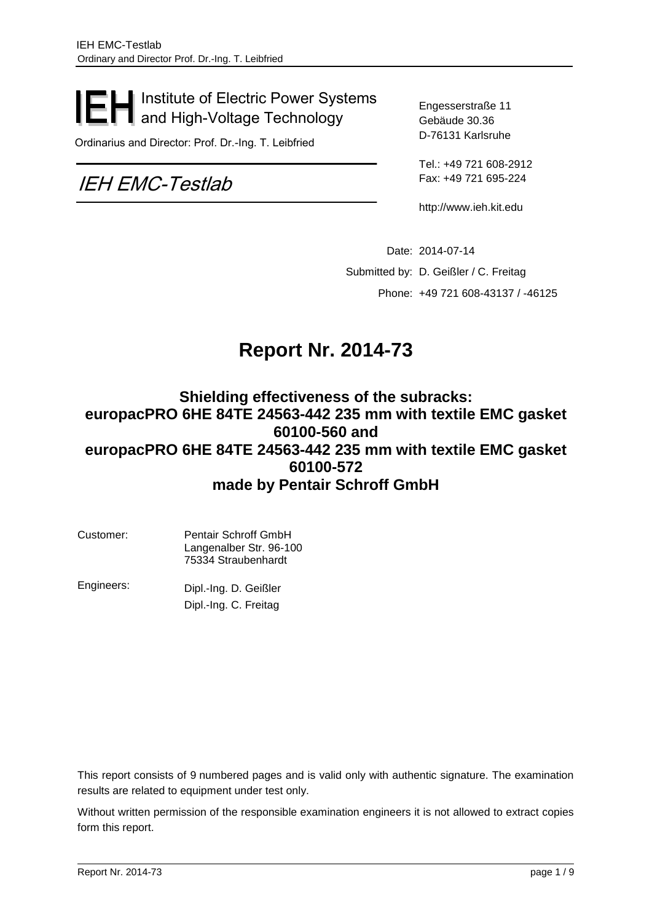IEH Institute of Electric Power Systems and High-Voltage Technology

Ordinarius and Director: Prof. Dr.-Ing. T. Leibfried

*IEH EMC-Testlab*

Engesserstraße 11
Gebäude 30.36
D-76131 Karlsruhe

Tel.: +49 721 608-2912
Fax: +49 721 695-224

http://www.ieh.kit.edu

Date: 2014-07-14
Submitted by: D. Geißler / C. Freitag
Phone: +49 721 608-43137 / -46125

# Report Nr. 2014-73

## Shielding effectiveness of the subracks: europacPRO 6HE 84TE 24563-442 235 mm with textile EMC gasket 60100-560 and europacPRO 6HE 84TE 24563-442 235 mm with textile EMC gasket 60100-572 made by Pentair Schroff GmbH

Customer: Pentair Schroff GmbH
Langenalber Str. 96-100
75334 Straubenhardt

Engineers: Dipl.-Ing. D. Geißler
Dipl.-Ing. C. Freitag

This report consists of 9 numbered pages and is valid only with authentic signature. The examination results are related to equipment under test only.

Without written permission of the responsible examination engineers it is not allowed to extract copies form this report.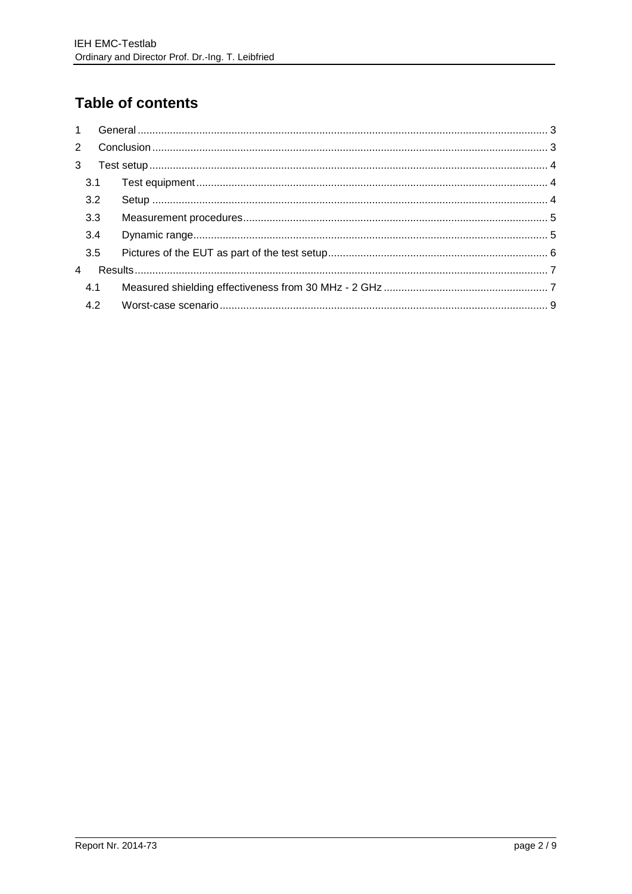# Table of contents

1 General ... 3
2 Conclusion ... 3
3 Test setup ... 4
  3.1 Test equipment ... 4
  3.2 Setup ... 4
  3.3 Measurement procedures ... 5
  3.4 Dynamic range ... 5
  3.5 Pictures of the EUT as part of the test setup ... 6
4 Results ... 7
  4.1 Measured shielding effectiveness from 30 MHz - 2 GHz ... 7
  4.2 Worst-case scenario ... 9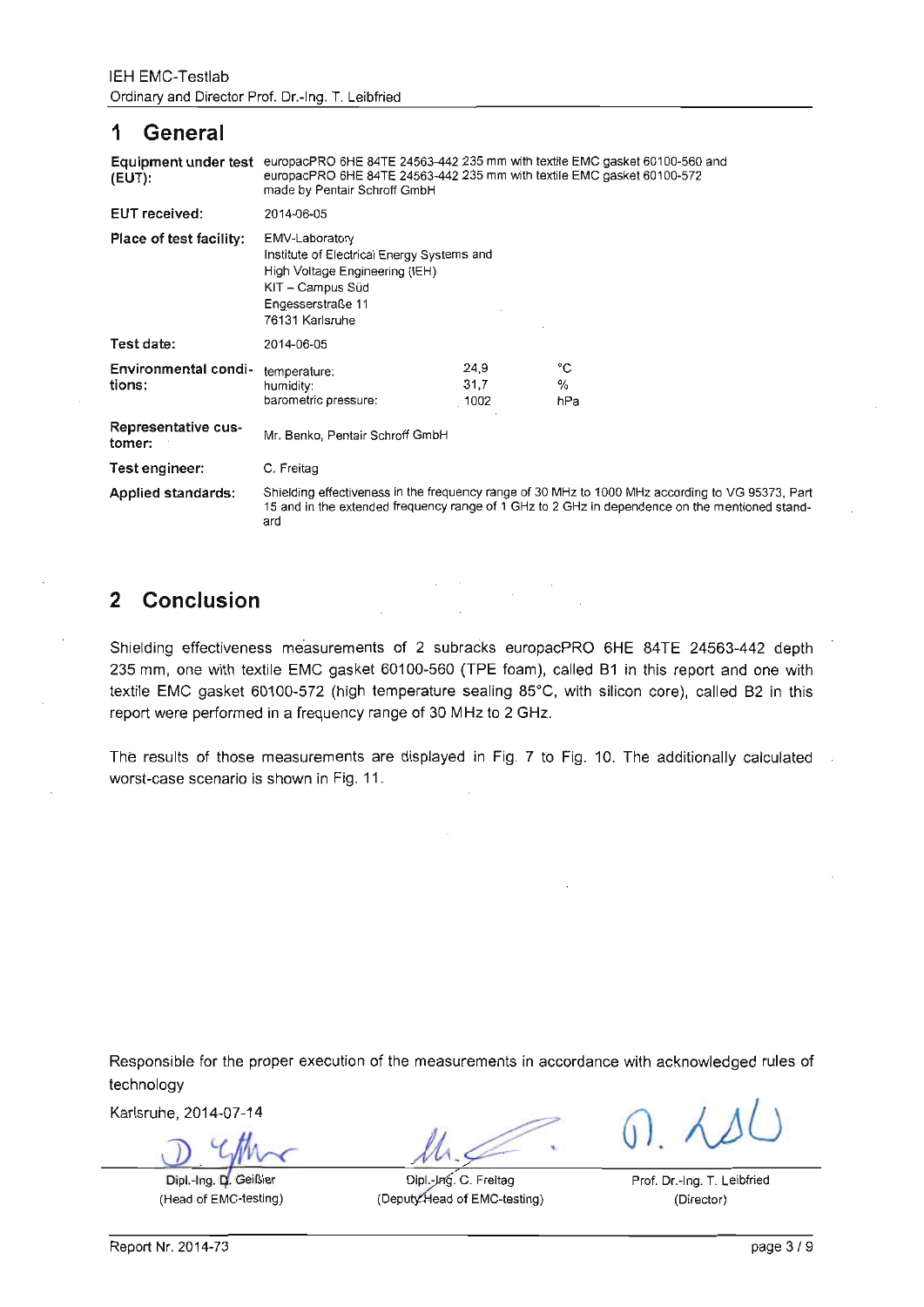# 1 General

| | |
|---|---|
| **Equipment under test (EUT):** | europacPRO 6HE 84TE 24563-442 235 mm with textile EMC gasket 60100-560 and europacPRO 6HE 84TE 24563-442 235 mm with textile EMC gasket 60100-572 made by Pentair Schroff GmbH |
| **EUT received:** | 2014-06-05 |
| **Place of test facility:** | EMV-Laboratory<br>Institute of Electrical Energy Systems and High Voltage Engineering (IEH)<br>KIT – Campus Süd<br>Engesserstraße 11<br>76131 Karlsruhe |
| **Test date:** | 2014-06-05 |
| **Environmental conditions:** | temperature: 24,9 °C<br>humidity: 31,7 %<br>barometric pressure: 1002 hPa |
| **Representative customer:** | Mr. Benko, Pentair Schroff GmbH |
| **Test engineer:** | C. Freitag |
| **Applied standards:** | Shielding effectiveness in the frequency range of 30 MHz to 1000 MHz according to VG 95373, Part 15 and in the extended frequency range of 1 GHz to 2 GHz in dependence on the mentioned standard |

# 2 Conclusion

Shielding effectiveness measurements of 2 subracks europacPRO 6HE 84TE 24563-442 depth 235 mm, one with textile EMC gasket 60100-560 (TPE foam), called B1 in this report and one with textile EMC gasket 60100-572 (high temperature sealing 85°C, with silicon core), called B2 in this report were performed in a frequency range of 30 MHz to 2 GHz.

The results of those measurements are displayed in Fig. 7 to Fig. 10. The additionally calculated worst-case scenario is shown in Fig. 11.

Responsible for the proper execution of the measurements in accordance with acknowledged rules of technology

Karlsruhe, 2014-07-14

| | | |
|---|---|---|
| Dipl.-Ing. D. Geißler<br>(Head of EMC-testing) | Dipl.-Ing. C. Freitag<br>(Deputy Head of EMC-testing) | Prof. Dr.-Ing. T. Leibfried<br>(Director) |

Report Nr. 2014-73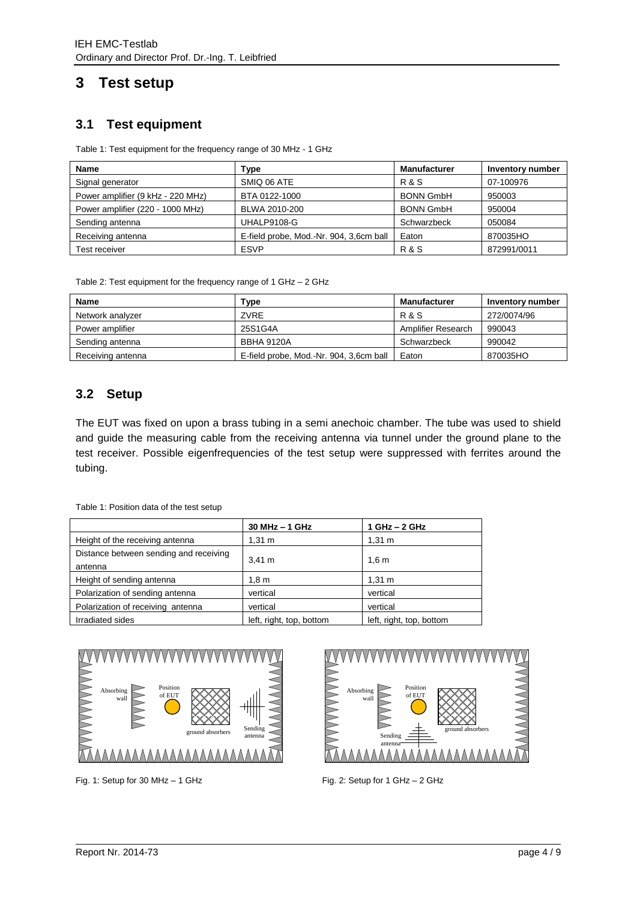# 3 Test setup

## 3.1 Test equipment

Table 1: Test equipment for the frequency range of 30 MHz - 1 GHz

| Name | Type | Manufacturer | Inventory number |
|---|---|---|---|
| Signal generator | SMIQ 06 ATE | R & S | 07-100976 |
| Power amplifier (9 kHz - 220 MHz) | BTA 0122-1000 | BONN GmbH | 950003 |
| Power amplifier (220 - 1000 MHz) | BLWA 2010-200 | BONN GmbH | 950004 |
| Sending antenna | UHALP9108-G | Schwarzbeck | 050084 |
| Receiving antenna | E-field probe, Mod.-Nr. 904, 3,6cm ball | Eaton | 870035HO |
| Test receiver | ESVP | R & S | 872991/0011 |

Table 2: Test equipment for the frequency range of 1 GHz – 2 GHz

| Name | Type | Manufacturer | Inventory number |
|---|---|---|---|
| Network analyzer | ZVRE | R & S | 272/0074/96 |
| Power amplifier | 25S1G4A | Amplifier Research | 990043 |
| Sending antenna | BBHA 9120A | Schwarzbeck | 990042 |
| Receiving antenna | E-field probe, Mod.-Nr. 904, 3,6cm ball | Eaton | 870035HO |

## 3.2 Setup

The EUT was fixed on upon a brass tubing in a semi anechoic chamber. The tube was used to shield and guide the measuring cable from the receiving antenna via tunnel under the ground plane to the test receiver. Possible eigenfrequencies of the test setup were suppressed with ferrites around the tubing.

Table 1: Position data of the test setup

| | 30 MHz – 1 GHz | 1 GHz – 2 GHz |
|---|---|---|
| Height of the receiving antenna | 1,31 m | 1,31 m |
| Distance between sending and receiving antenna | 3,41 m | 1,6 m |
| Height of sending antenna | 1,8 m | 1,31 m |
| Polarization of sending antenna | vertical | vertical |
| Polarization of receiving antenna | vertical | vertical |
| Irradiated sides | left, right, top, bottom | left, right, top, bottom |

Fig. 1: Setup for 30 MHz – 1 GHz

Fig. 2: Setup for 1 GHz – 2 GHz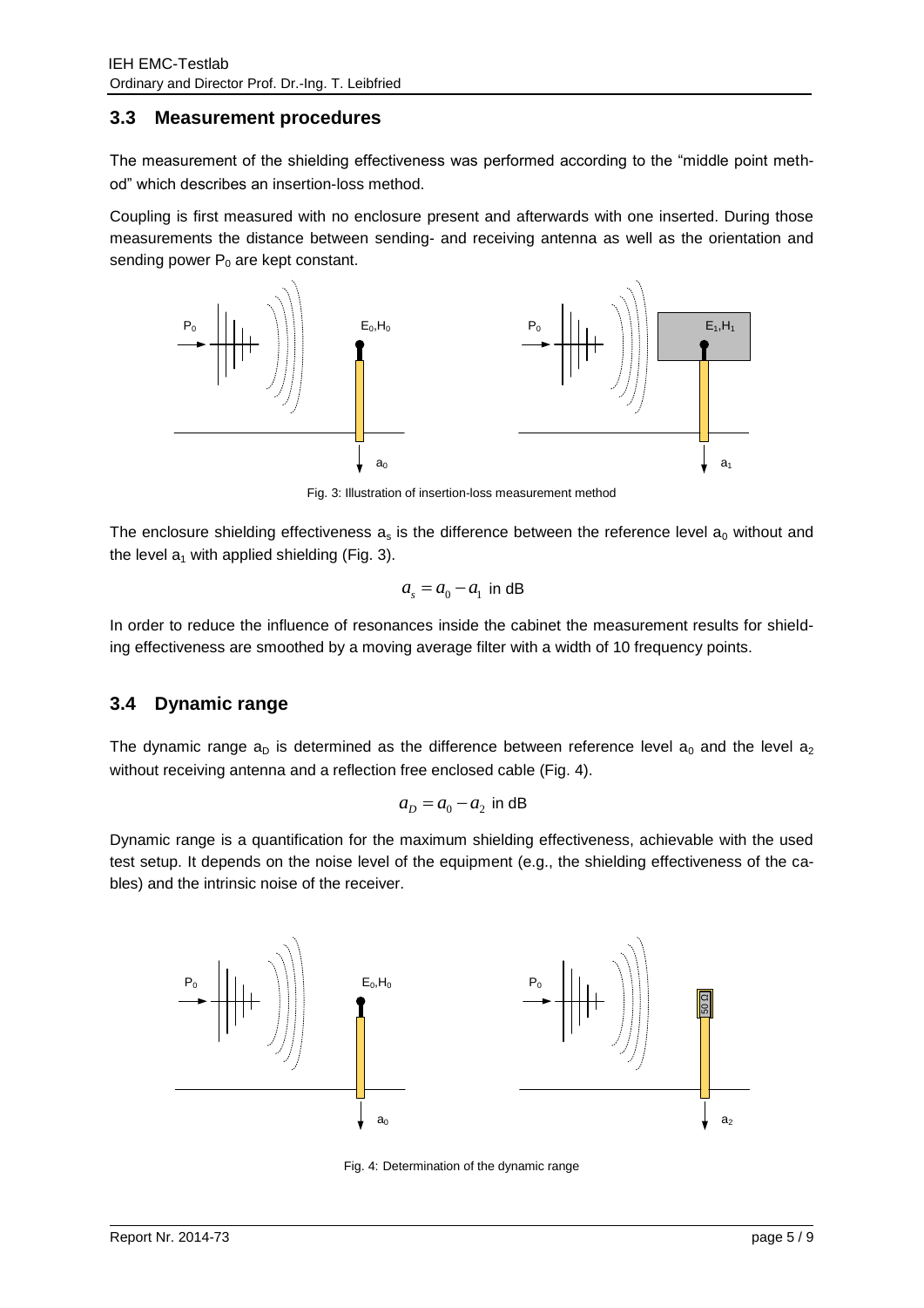## 3.3 Measurement procedures

The measurement of the shielding effectiveness was performed according to the "middle point method" which describes an insertion-loss method.

Coupling is first measured with no enclosure present and afterwards with one inserted. During those measurements the distance between sending- and receiving antenna as well as the orientation and sending power $P_0$ are kept constant.

Fig. 3: Illustration of insertion-loss measurement method

The enclosure shielding effectiveness $a_s$ is the difference between the reference level $a_0$ without and the level $a_1$ with applied shielding (Fig. 3).

$$a_s = a_0 - a_1 \text{ in dB}$$

In order to reduce the influence of resonances inside the cabinet the measurement results for shielding effectiveness are smoothed by a moving average filter with a width of 10 frequency points.

## 3.4 Dynamic range

The dynamic range $a_D$ is determined as the difference between reference level $a_0$ and the level $a_2$ without receiving antenna and a reflection free enclosed cable (Fig. 4).

$$a_D = a_0 - a_2 \text{ in dB}$$

Dynamic range is a quantification for the maximum shielding effectiveness, achievable with the used test setup. It depends on the noise level of the equipment (e.g., the shielding effectiveness of the cables) and the intrinsic noise of the receiver.

Fig. 4: Determination of the dynamic range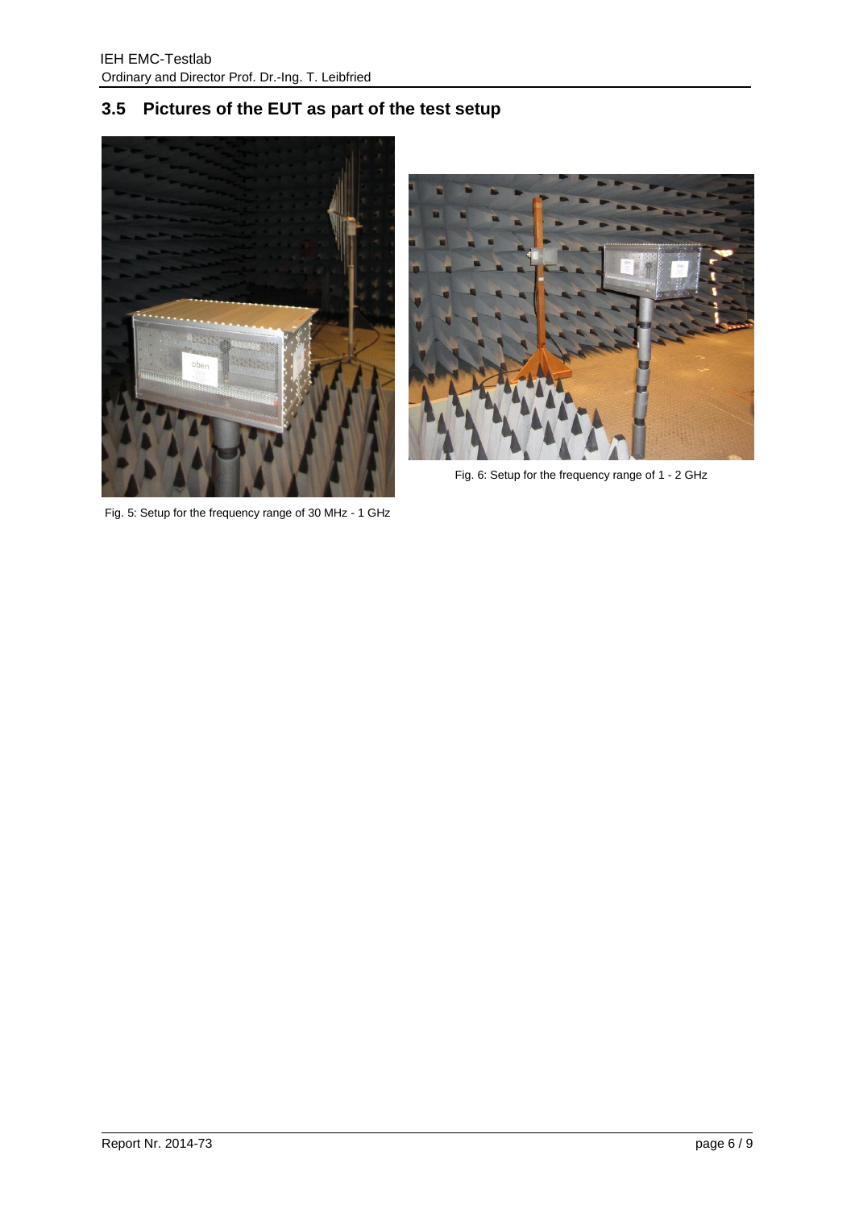## 3.5 Pictures of the EUT as part of the test setup

Fig. 5: Setup for the frequency range of 30 MHz - 1 GHz

Fig. 6: Setup for the frequency range of 1 - 2 GHz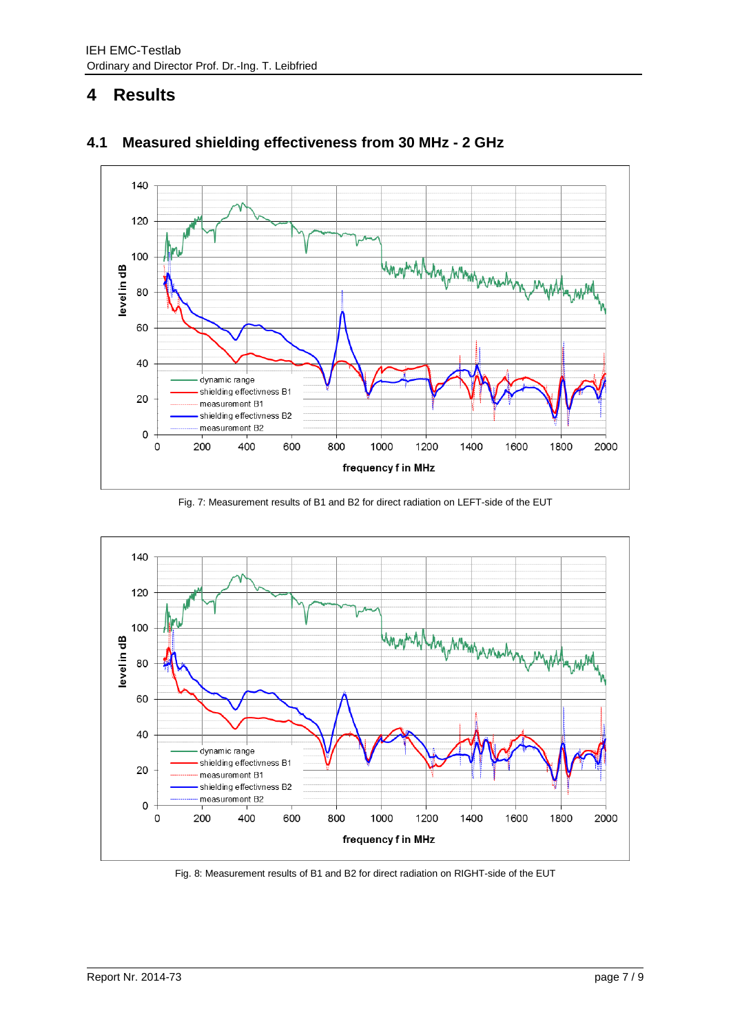# 4 Results

## 4.1 Measured shielding effectiveness from 30 MHz - 2 GHz

Fig. 7: Measurement results of B1 and B2 for direct radiation on LEFT-side of the EUT

Fig. 8: Measurement results of B1 and B2 for direct radiation on RIGHT-side of the EUT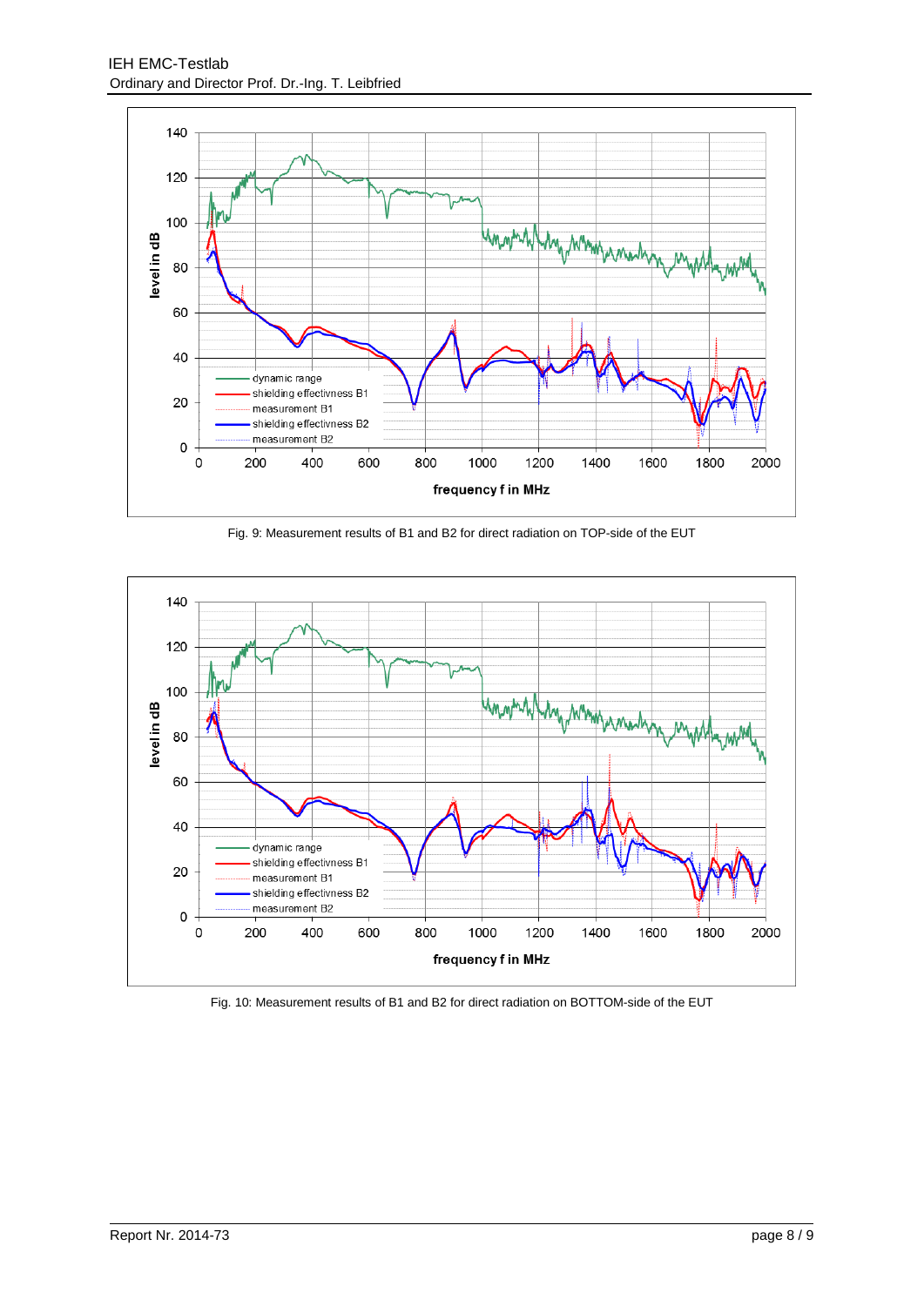Fig. 9: Measurement results of B1 and B2 for direct radiation on TOP-side of the EUT

Fig. 10: Measurement results of B1 and B2 for direct radiation on BOTTOM-side of the EUT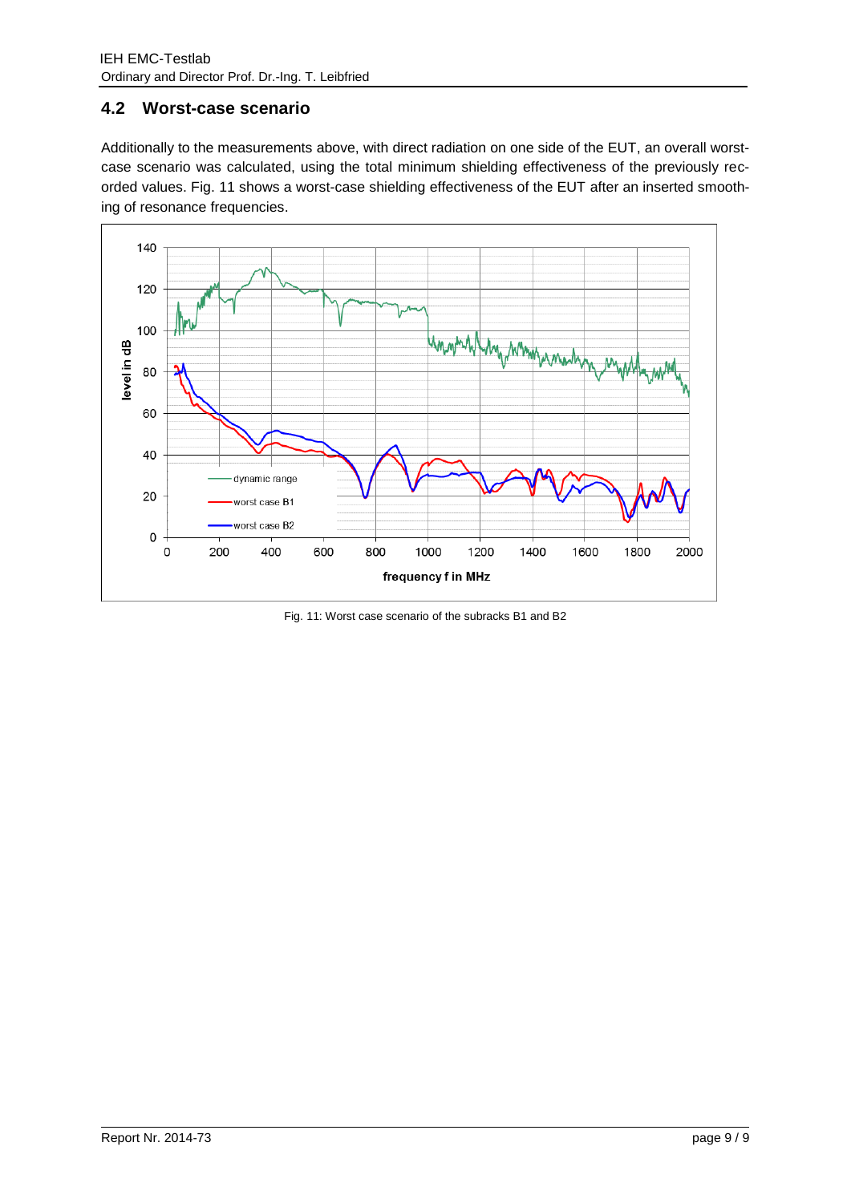## 4.2 Worst-case scenario

Additionally to the measurements above, with direct radiation on one side of the EUT, an overall worst-case scenario was calculated, using the total minimum shielding effectiveness of the previously recorded values. Fig. 11 shows a worst-case shielding effectiveness of the EUT after an inserted smoothing of resonance frequencies.

level in dB

140
120
100
80
60
40
20
0

0
200
400
600
800
1000
1200
1400
1600
1800
2000

frequency f in MHz

dynamic range
worst case B1
worst case B2

Fig. 11: Worst case scenario of the subracks B1 and B2